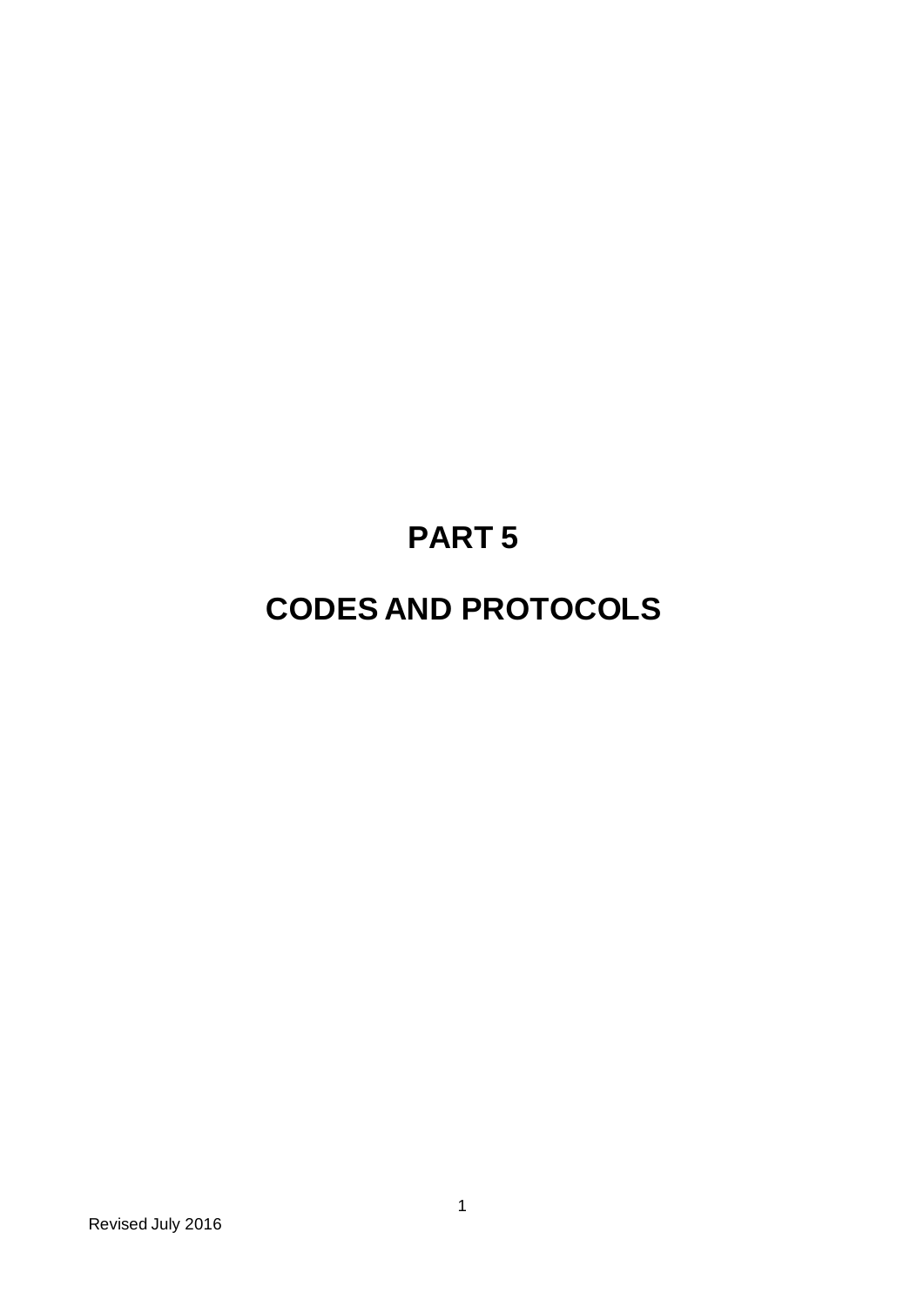# PART 5

# CODES AND PROTOCOLS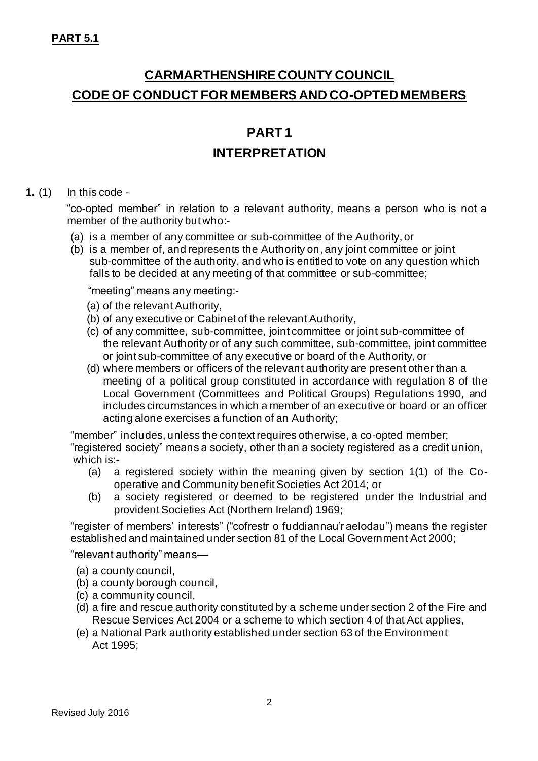**PART 5.1**

# CARMARTHENSHIRE COUNTY COUNCIL

# CODE OF CONDUCT FOR MEMBERS AND CO-OPTED MEMBERS

## PART 1

## INTERPRETATION

**1.** (1) In this code -

"co-opted member" in relation to a relevant authority, means a person who is not a member of the authority but who:-

(a) is a member of any committee or sub-committee of the Authority, or

(b) is a member of, and represents the Authority on, any joint committee or joint sub-committee of the authority, and who is entitled to vote on any question which falls to be decided at any meeting of that committee or sub-committee;

"meeting" means any meeting:-

(a) of the relevant Authority,

(b) of any executive or Cabinet of the relevant Authority,

(c) of any committee, sub-committee, joint committee or joint sub-committee of the relevant Authority or of any such committee, sub-committee, joint committee or joint sub-committee of any executive or board of the Authority, or

(d) where members or officers of the relevant authority are present other than a meeting of a political group constituted in accordance with regulation 8 of the Local Government (Committees and Political Groups) Regulations 1990, and includes circumstances in which a member of an executive or board or an officer acting alone exercises a function of an Authority;

"member" includes, unless the context requires otherwise, a co-opted member;

"registered society" means a society, other than a society registered as a credit union, which is:-

(a) a registered society within the meaning given by section 1(1) of the Co-operative and Community benefit Societies Act 2014; or

(b) a society registered or deemed to be registered under the Industrial and provident Societies Act (Northern Ireland) 1969;

"register of members' interests" ("cofrestr o fuddiannau'r aelodau") means the register established and maintained under section 81 of the Local Government Act 2000;

"relevant authority" means—

(a) a county council,

(b) a county borough council,

(c) a community council,

(d) a fire and rescue authority constituted by a scheme under section 2 of the Fire and Rescue Services Act 2004 or a scheme to which section 4 of that Act applies,

(e) a National Park authority established under section 63 of the Environment Act 1995;

Revised July 2016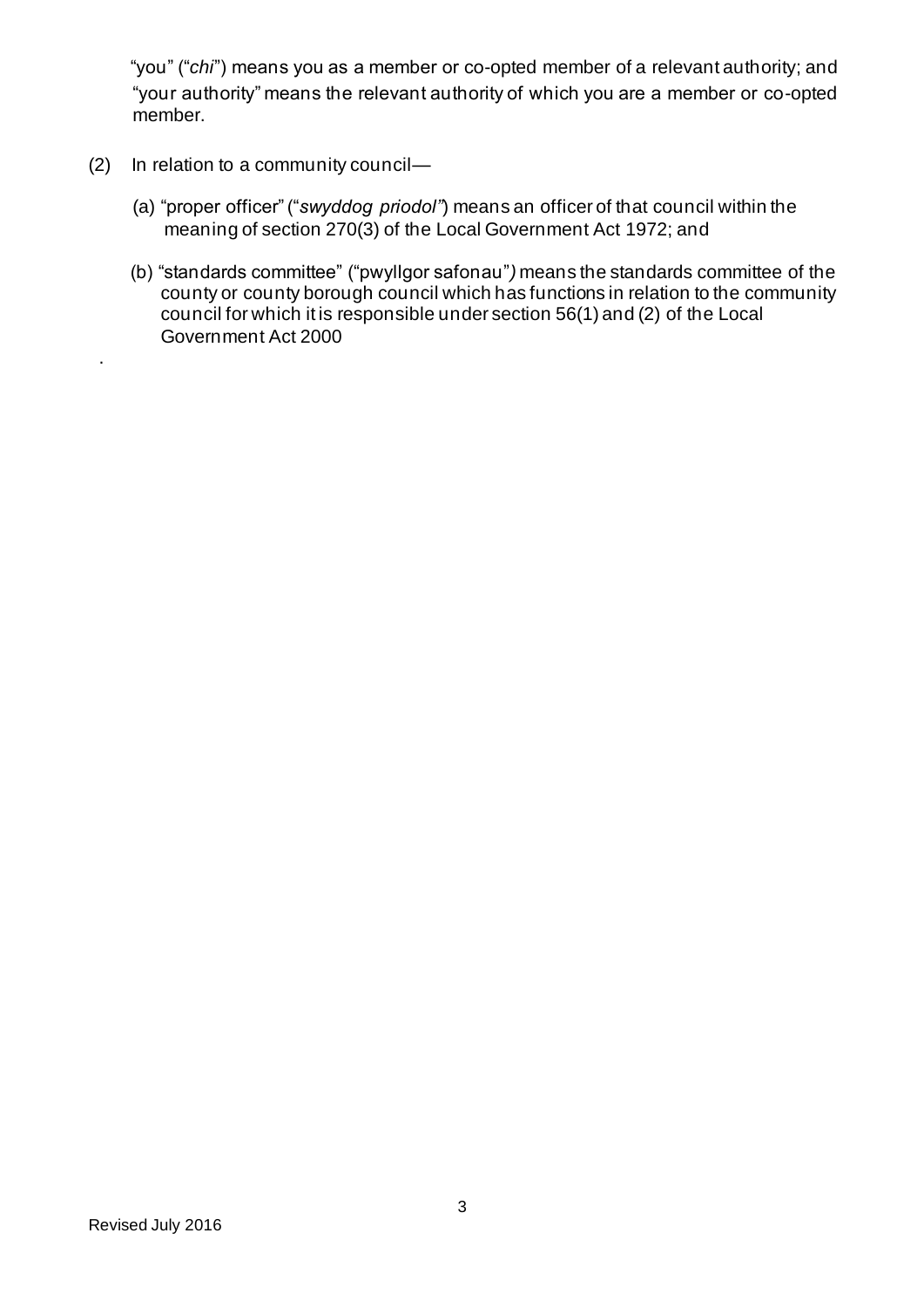"you" ("*chi*") means you as a member or co-opted member of a relevant authority; and "your authority" means the relevant authority of which you are a member or co-opted member.

(2) In relation to a community council—

(a) "proper officer" ("*swyddog priodol*") means an officer of that council within the meaning of section 270(3) of the Local Government Act 1972; and

(b) "standards committee" ("pwyllgor safonau") means the standards committee of the county or county borough council which has functions in relation to the community council for which it is responsible under section 56(1) and (2) of the Local Government Act 2000

.

Revised July 2016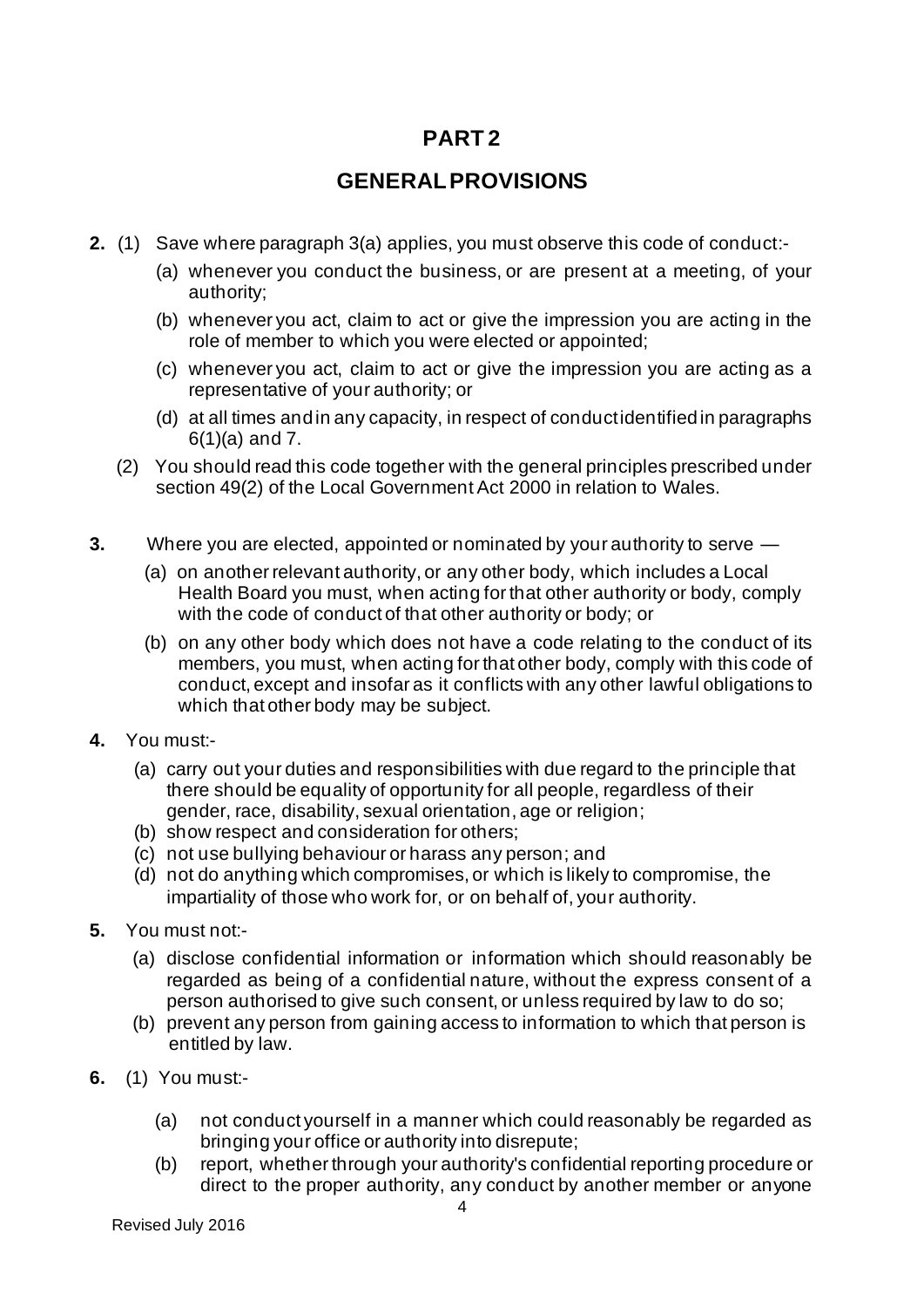# PART 2

## GENERAL PROVISIONS

**2.** (1) Save where paragraph 3(a) applies, you must observe this code of conduct:-

(a) whenever you conduct the business, or are present at a meeting, of your authority;

(b) whenever you act, claim to act or give the impression you are acting in the role of member to which you were elected or appointed;

(c) whenever you act, claim to act or give the impression you are acting as a representative of your authority; or

(d) at all times and in any capacity, in respect of conduct identified in paragraphs 6(1)(a) and 7.

(2) You should read this code together with the general principles prescribed under section 49(2) of the Local Government Act 2000 in relation to Wales.

**3.** Where you are elected, appointed or nominated by your authority to serve —

(a) on another relevant authority, or any other body, which includes a Local Health Board you must, when acting for that other authority or body, comply with the code of conduct of that other authority or body; or

(b) on any other body which does not have a code relating to the conduct of its members, you must, when acting for that other body, comply with this code of conduct, except and insofar as it conflicts with any other lawful obligations to which that other body may be subject.

**4.** You must:-

(a) carry out your duties and responsibilities with due regard to the principle that there should be equality of opportunity for all people, regardless of their gender, race, disability, sexual orientation, age or religion;

(b) show respect and consideration for others;

(c) not use bullying behaviour or harass any person; and

(d) not do anything which compromises, or which is likely to compromise, the impartiality of those who work for, or on behalf of, your authority.

**5.** You must not:-

(a) disclose confidential information or information which should reasonably be regarded as being of a confidential nature, without the express consent of a person authorised to give such consent, or unless required by law to do so;

(b) prevent any person from gaining access to information to which that person is entitled by law.

**6.** (1) You must:-

(a) not conduct yourself in a manner which could reasonably be regarded as bringing your office or authority into disrepute;

(b) report, whether through your authority's confidential reporting procedure or direct to the proper authority, any conduct by another member or anyone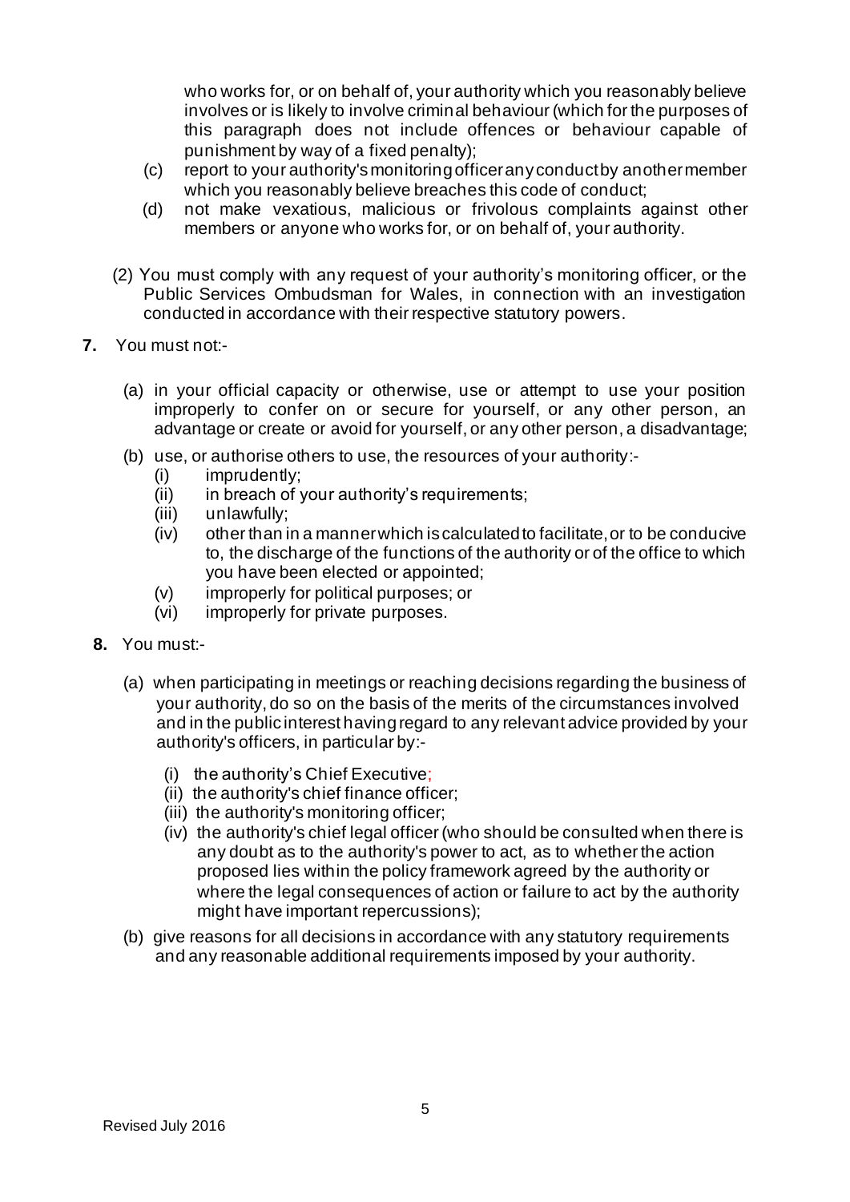who works for, or on behalf of, your authority which you reasonably believe involves or is likely to involve criminal behaviour (which for the purposes of this paragraph does not include offences or behaviour capable of punishment by way of a fixed penalty);

(c) report to your authority's monitoring officer any conduct by another member which you reasonably believe breaches this code of conduct;

(d) not make vexatious, malicious or frivolous complaints against other members or anyone who works for, or on behalf of, your authority.

(2) You must comply with any request of your authority's monitoring officer, or the Public Services Ombudsman for Wales, in connection with an investigation conducted in accordance with their respective statutory powers.

**7.** You must not:-

(a) in your official capacity or otherwise, use or attempt to use your position improperly to confer on or secure for yourself, or any other person, an advantage or create or avoid for yourself, or any other person, a disadvantage;

(b) use, or authorise others to use, the resources of your authority:-

(i) imprudently;
(ii) in breach of your authority's requirements;
(iii) unlawfully;
(iv) other than in a manner which is calculated to facilitate, or to be conducive to, the discharge of the functions of the authority or of the office to which you have been elected or appointed;
(v) improperly for political purposes; or
(vi) improperly for private purposes.

**8.** You must:-

(a) when participating in meetings or reaching decisions regarding the business of your authority, do so on the basis of the merits of the circumstances involved and in the public interest having regard to any relevant advice provided by your authority's officers, in particular by:-

(i) the authority's Chief Executive;
(ii) the authority's chief finance officer;
(iii) the authority's monitoring officer;
(iv) the authority's chief legal officer (who should be consulted when there is any doubt as to the authority's power to act, as to whether the action proposed lies within the policy framework agreed by the authority or where the legal consequences of action or failure to act by the authority might have important repercussions);

(b) give reasons for all decisions in accordance with any statutory requirements and any reasonable additional requirements imposed by your authority.

Revised July 2016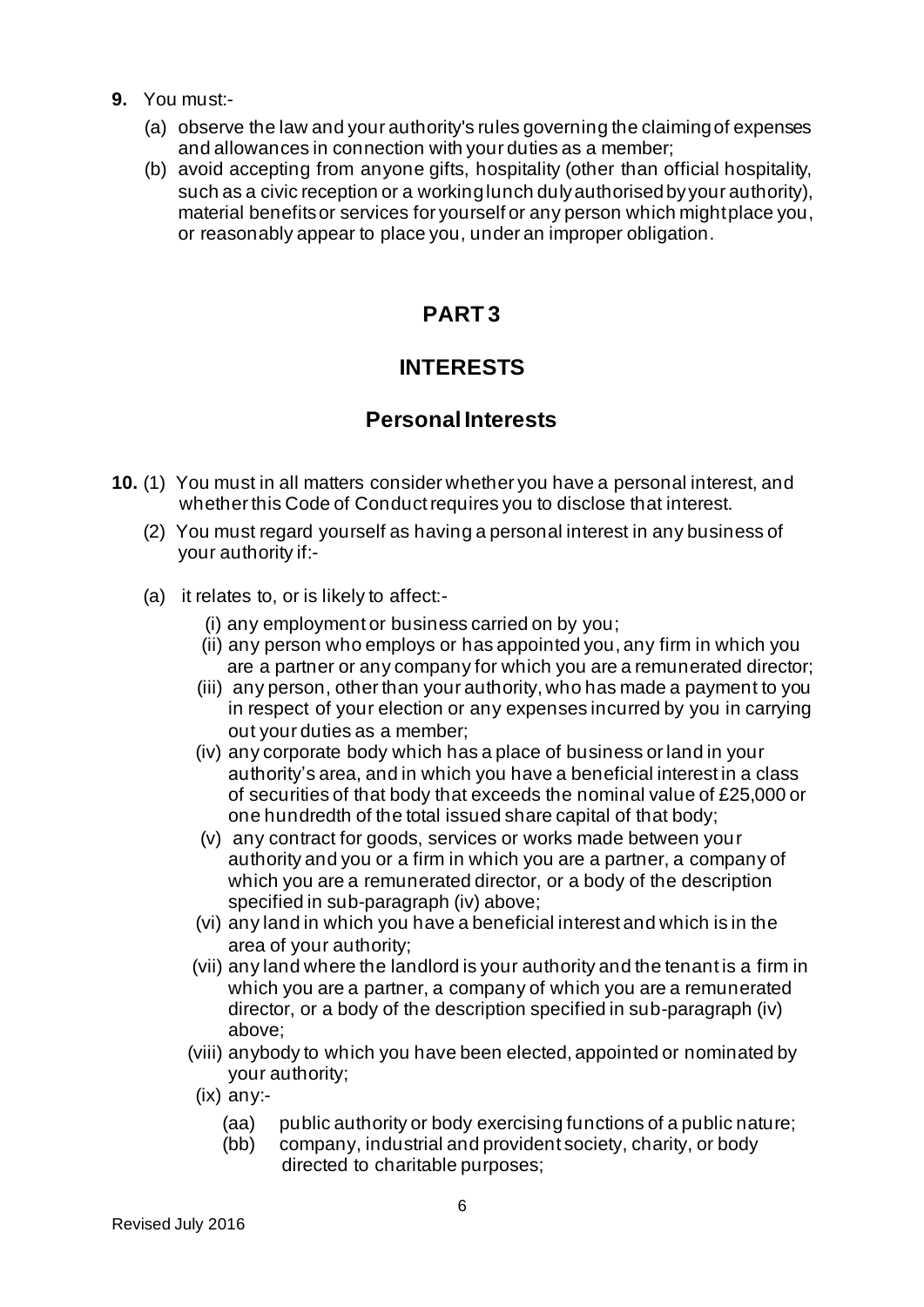**9.** You must:-

(a) observe the law and your authority's rules governing the claiming of expenses and allowances in connection with your duties as a member;

(b) avoid accepting from anyone gifts, hospitality (other than official hospitality, such as a civic reception or a working lunch duly authorised by your authority), material benefits or services for yourself or any person which might place you, or reasonably appear to place you, under an improper obligation.

# PART 3

# INTERESTS

## Personal Interests

**10.** (1) You must in all matters consider whether you have a personal interest, and whether this Code of Conduct requires you to disclose that interest.

(2) You must regard yourself as having a personal interest in any business of your authority if:-

(a) it relates to, or is likely to affect:-

(i) any employment or business carried on by you;

(ii) any person who employs or has appointed you, any firm in which you are a partner or any company for which you are a remunerated director;

(iii) any person, other than your authority, who has made a payment to you in respect of your election or any expenses incurred by you in carrying out your duties as a member;

(iv) any corporate body which has a place of business or land in your authority's area, and in which you have a beneficial interest in a class of securities of that body that exceeds the nominal value of £25,000 or one hundredth of the total issued share capital of that body;

(v) any contract for goods, services or works made between your authority and you or a firm in which you are a partner, a company of which you are a remunerated director, or a body of the description specified in sub-paragraph (iv) above;

(vi) any land in which you have a beneficial interest and which is in the area of your authority;

(vii) any land where the landlord is your authority and the tenant is a firm in which you are a partner, a company of which you are a remunerated director, or a body of the description specified in sub-paragraph (iv) above;

(viii) anybody to which you have been elected, appointed or nominated by your authority;

(ix) any:-

(aa) public authority or body exercising functions of a public nature;

(bb) company, industrial and provident society, charity, or body directed to charitable purposes;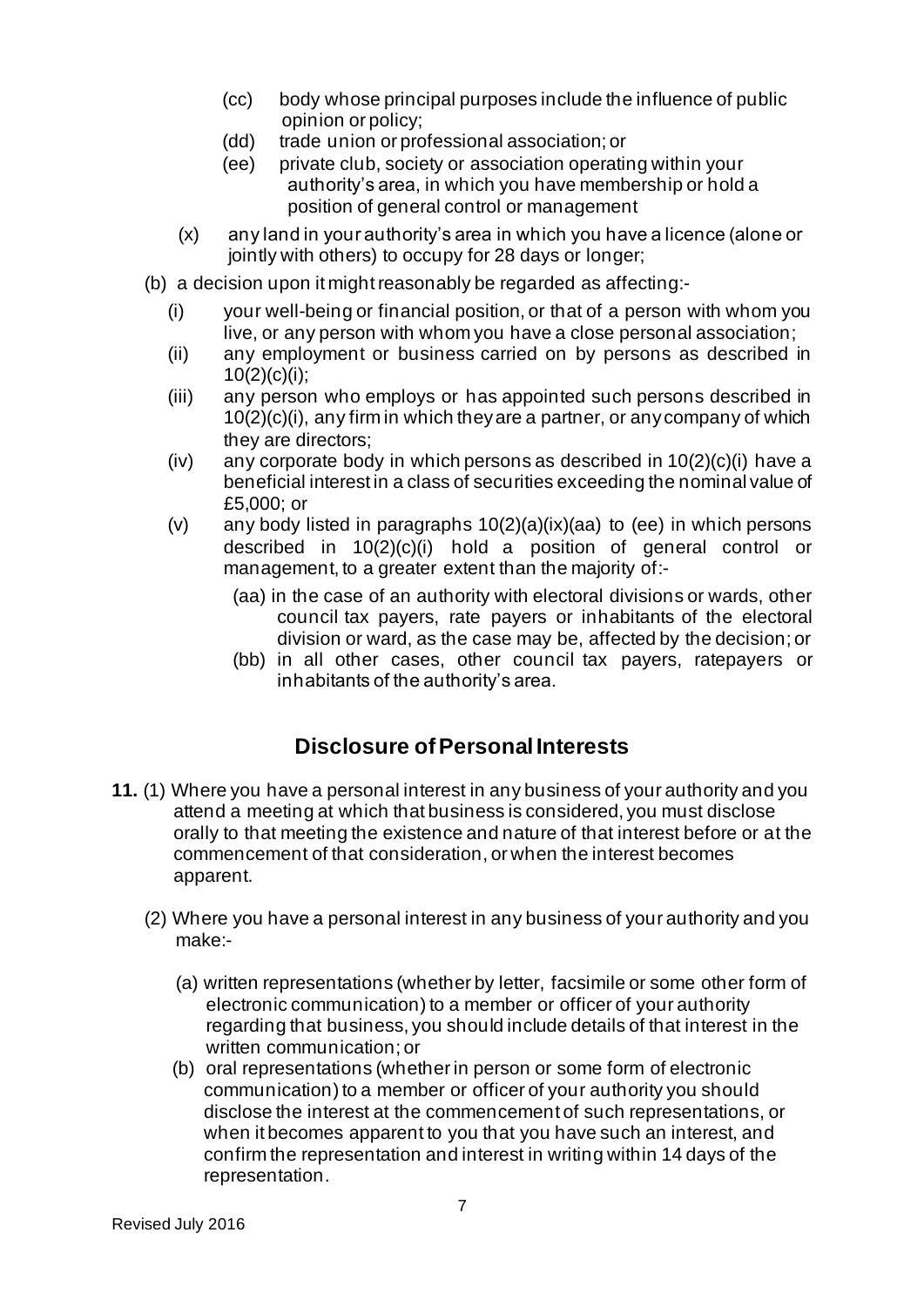(cc) body whose principal purposes include the influence of public opinion or policy;

(dd) trade union or professional association; or

(ee) private club, society or association operating within your authority's area, in which you have membership or hold a position of general control or management

(x) any land in your authority's area in which you have a licence (alone or jointly with others) to occupy for 28 days or longer;

(b) a decision upon it might reasonably be regarded as affecting:-

(i) your well-being or financial position, or that of a person with whom you live, or any person with whom you have a close personal association;

(ii) any employment or business carried on by persons as described in 10(2)(c)(i);

(iii) any person who employs or has appointed such persons described in 10(2)(c)(i), any firm in which they are a partner, or any company of which they are directors;

(iv) any corporate body in which persons as described in 10(2)(c)(i) have a beneficial interest in a class of securities exceeding the nominal value of £5,000; or

(v) any body listed in paragraphs 10(2)(a)(ix)(aa) to (ee) in which persons described in 10(2)(c)(i) hold a position of general control or management, to a greater extent than the majority of:-

(aa) in the case of an authority with electoral divisions or wards, other council tax payers, rate payers or inhabitants of the electoral division or ward, as the case may be, affected by the decision; or

(bb) in all other cases, other council tax payers, ratepayers or inhabitants of the authority's area.

## Disclosure of Personal Interests

**11.** (1) Where you have a personal interest in any business of your authority and you attend a meeting at which that business is considered, you must disclose orally to that meeting the existence and nature of that interest before or at the commencement of that consideration, or when the interest becomes apparent.

(2) Where you have a personal interest in any business of your authority and you make:-

(a) written representations (whether by letter, facsimile or some other form of electronic communication) to a member or officer of your authority regarding that business, you should include details of that interest in the written communication; or

(b) oral representations (whether in person or some form of electronic communication) to a member or officer of your authority you should disclose the interest at the commencement of such representations, or when it becomes apparent to you that you have such an interest, and confirm the representation and interest in writing within 14 days of the representation.

Revised July 2016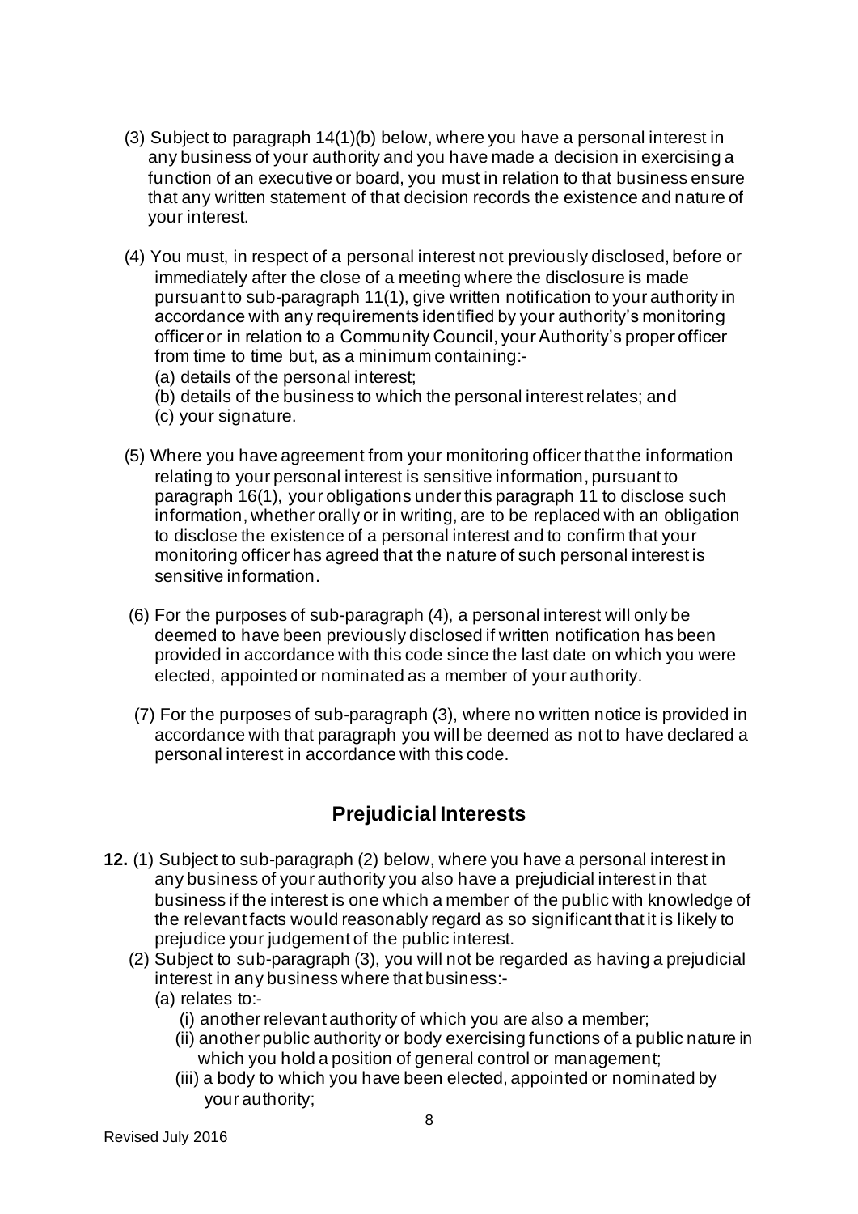(3) Subject to paragraph 14(1)(b) below, where you have a personal interest in any business of your authority and you have made a decision in exercising a function of an executive or board, you must in relation to that business ensure that any written statement of that decision records the existence and nature of your interest.

(4) You must, in respect of a personal interest not previously disclosed, before or immediately after the close of a meeting where the disclosure is made pursuant to sub-paragraph 11(1), give written notification to your authority in accordance with any requirements identified by your authority's monitoring officer or in relation to a Community Council, your Authority's proper officer from time to time but, as a minimum containing:-

(a) details of the personal interest;
(b) details of the business to which the personal interest relates; and
(c) your signature.

(5) Where you have agreement from your monitoring officer that the information relating to your personal interest is sensitive information, pursuant to paragraph 16(1), your obligations under this paragraph 11 to disclose such information, whether orally or in writing, are to be replaced with an obligation to disclose the existence of a personal interest and to confirm that your monitoring officer has agreed that the nature of such personal interest is sensitive information.

(6) For the purposes of sub-paragraph (4), a personal interest will only be deemed to have been previously disclosed if written notification has been provided in accordance with this code since the last date on which you were elected, appointed or nominated as a member of your authority.

(7) For the purposes of sub-paragraph (3), where no written notice is provided in accordance with that paragraph you will be deemed as not to have declared a personal interest in accordance with this code.

## Prejudicial Interests

**12.** (1) Subject to sub-paragraph (2) below, where you have a personal interest in any business of your authority you also have a prejudicial interest in that business if the interest is one which a member of the public with knowledge of the relevant facts would reasonably regard as so significant that it is likely to prejudice your judgement of the public interest.

(2) Subject to sub-paragraph (3), you will not be regarded as having a prejudicial interest in any business where that business:-

(a) relates to:-

(i) another relevant authority of which you are also a member;
(ii) another public authority or body exercising functions of a public nature in which you hold a position of general control or management;
(iii) a body to which you have been elected, appointed or nominated by your authority;

Revised July 2016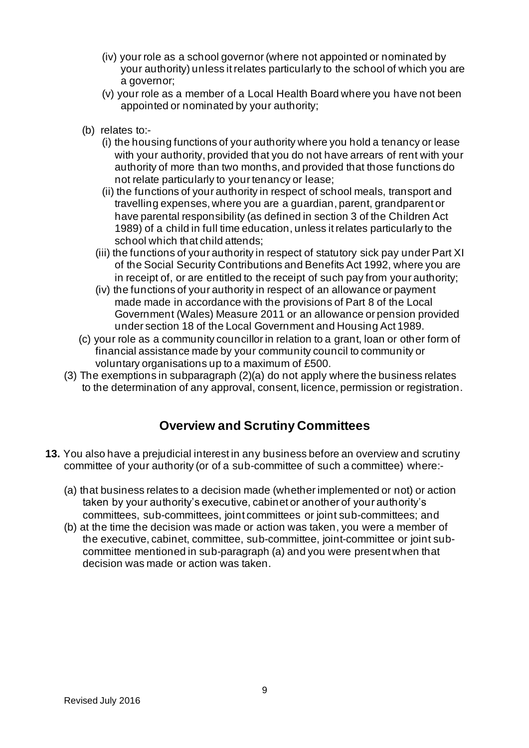(iv) your role as a school governor (where not appointed or nominated by your authority) unless it relates particularly to the school of which you are a governor;

(v) your role as a member of a Local Health Board where you have not been appointed or nominated by your authority;

(b) relates to:-

(i) the housing functions of your authority where you hold a tenancy or lease with your authority, provided that you do not have arrears of rent with your authority of more than two months, and provided that those functions do not relate particularly to your tenancy or lease;

(ii) the functions of your authority in respect of school meals, transport and travelling expenses, where you are a guardian, parent, grandparent or have parental responsibility (as defined in section 3 of the Children Act 1989) of a child in full time education, unless it relates particularly to the school which that child attends;

(iii) the functions of your authority in respect of statutory sick pay under Part XI of the Social Security Contributions and Benefits Act 1992, where you are in receipt of, or are entitled to the receipt of such pay from your authority;

(iv) the functions of your authority in respect of an allowance or payment made made in accordance with the provisions of Part 8 of the Local Government (Wales) Measure 2011 or an allowance or pension provided under section 18 of the Local Government and Housing Act 1989.

(c) your role as a community councillor in relation to a grant, loan or other form of financial assistance made by your community council to community or voluntary organisations up to a maximum of £500.

(3) The exemptions in subparagraph (2)(a) do not apply where the business relates to the determination of any approval, consent, licence, permission or registration.

## Overview and Scrutiny Committees

**13.** You also have a prejudicial interest in any business before an overview and scrutiny committee of your authority (or of a sub-committee of such a committee) where:-

(a) that business relates to a decision made (whether implemented or not) or action taken by your authority's executive, cabinet or another of your authority's committees, sub-committees, joint committees or joint sub-committees; and

(b) at the time the decision was made or action was taken, you were a member of the executive, cabinet, committee, sub-committee, joint-committee or joint sub-committee mentioned in sub-paragraph (a) and you were present when that decision was made or action was taken.

Revised July 2016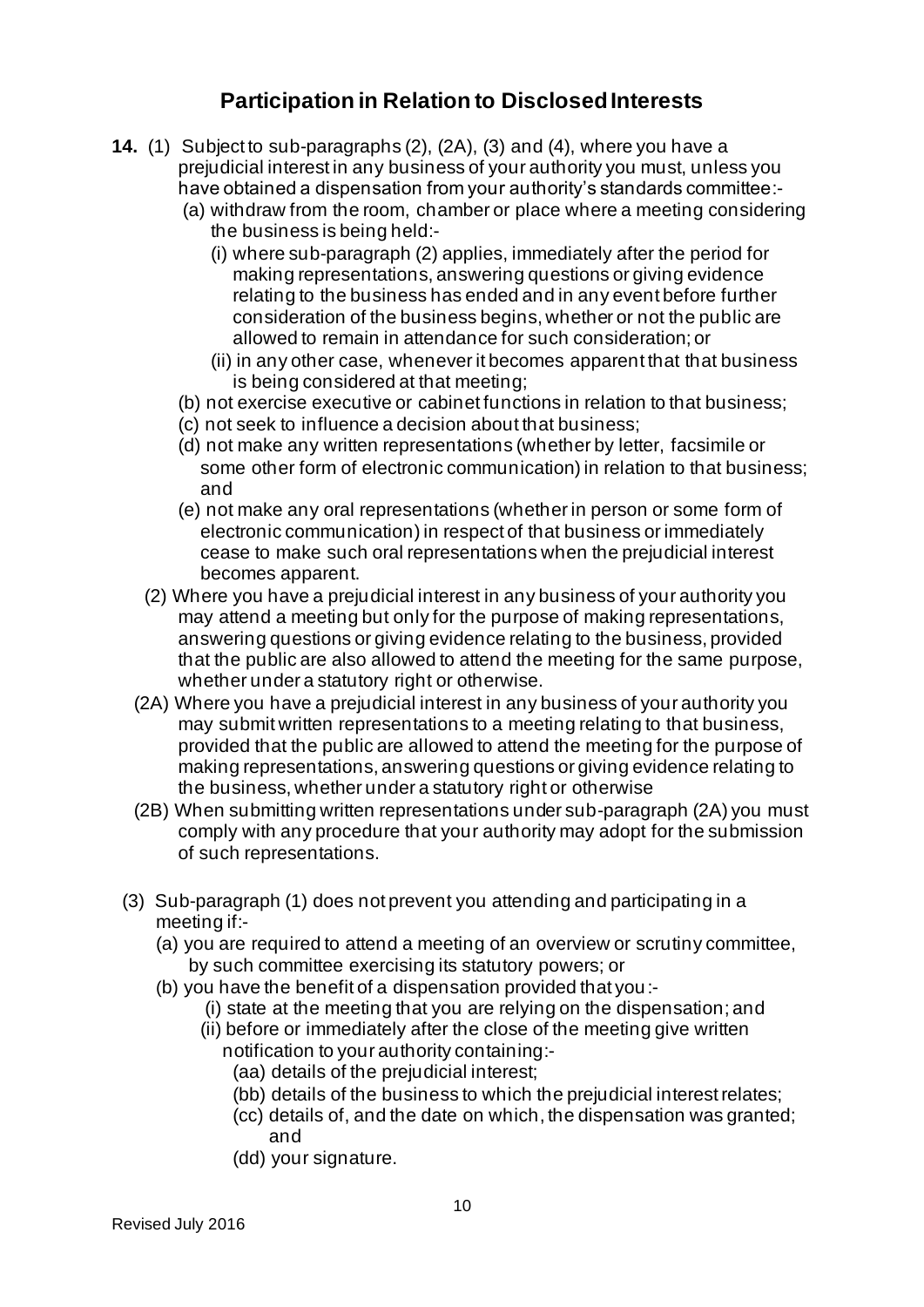## Participation in Relation to Disclosed Interests

**14.** (1) Subject to sub-paragraphs (2), (2A), (3) and (4), where you have a prejudicial interest in any business of your authority you must, unless you have obtained a dispensation from your authority's standards committee:-

- (a) withdraw from the room, chamber or place where a meeting considering the business is being held:-
  - (i) where sub-paragraph (2) applies, immediately after the period for making representations, answering questions or giving evidence relating to the business has ended and in any event before further consideration of the business begins, whether or not the public are allowed to remain in attendance for such consideration; or
  - (ii) in any other case, whenever it becomes apparent that that business is being considered at that meeting;
- (b) not exercise executive or cabinet functions in relation to that business;
- (c) not seek to influence a decision about that business;
- (d) not make any written representations (whether by letter, facsimile or some other form of electronic communication) in relation to that business; and
- (e) not make any oral representations (whether in person or some form of electronic communication) in respect of that business or immediately cease to make such oral representations when the prejudicial interest becomes apparent.

(2) Where you have a prejudicial interest in any business of your authority you may attend a meeting but only for the purpose of making representations, answering questions or giving evidence relating to the business, provided that the public are also allowed to attend the meeting for the same purpose, whether under a statutory right or otherwise.

(2A) Where you have a prejudicial interest in any business of your authority you may submit written representations to a meeting relating to that business, provided that the public are allowed to attend the meeting for the purpose of making representations, answering questions or giving evidence relating to the business, whether under a statutory right or otherwise

(2B) When submitting written representations under sub-paragraph (2A) you must comply with any procedure that your authority may adopt for the submission of such representations.

(3) Sub-paragraph (1) does not prevent you attending and participating in a meeting if:-

- (a) you are required to attend a meeting of an overview or scrutiny committee, by such committee exercising its statutory powers; or
- (b) you have the benefit of a dispensation provided that you:-
  - (i) state at the meeting that you are relying on the dispensation; and
  - (ii) before or immediately after the close of the meeting give written notification to your authority containing:-
    - (aa) details of the prejudicial interest;
    - (bb) details of the business to which the prejudicial interest relates;
    - (cc) details of, and the date on which, the dispensation was granted; and
    - (dd) your signature.

Revised July 2016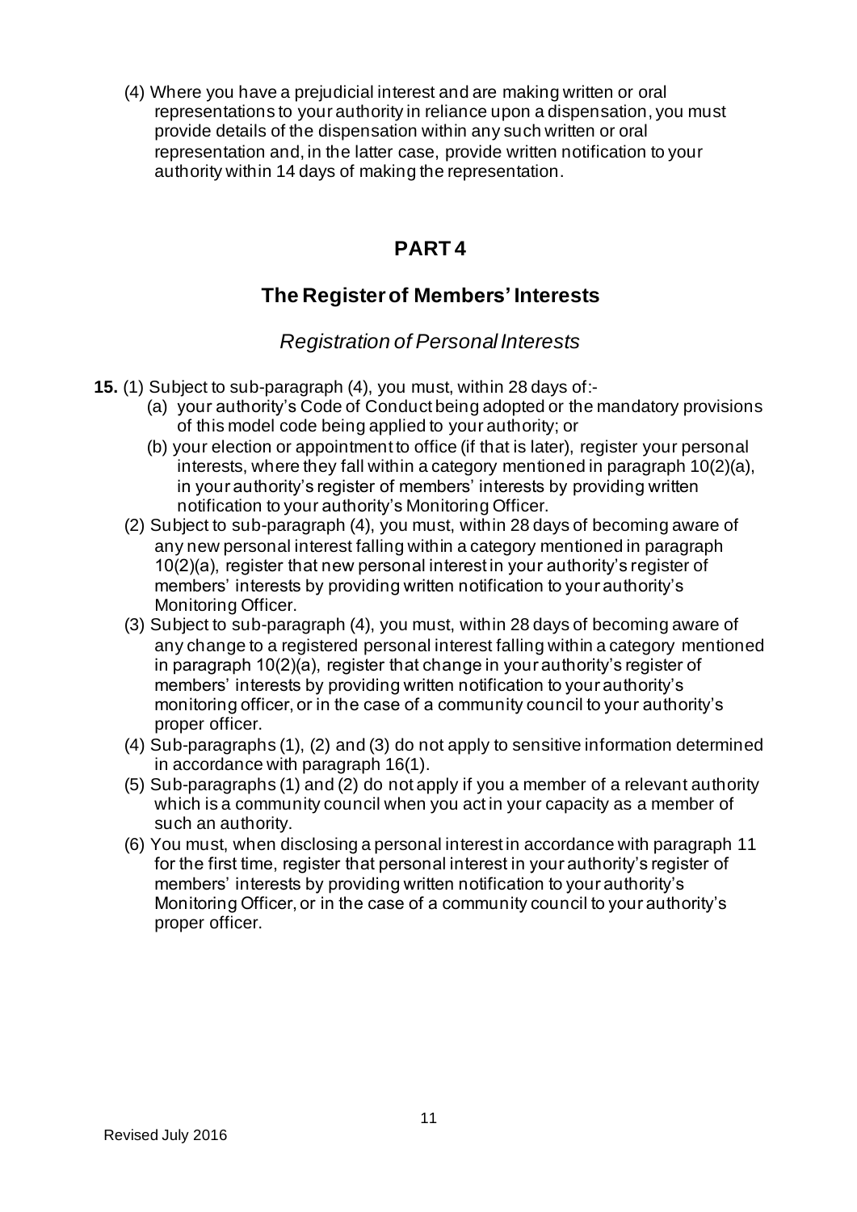(4) Where you have a prejudicial interest and are making written or oral representations to your authority in reliance upon a dispensation, you must provide details of the dispensation within any such written or oral representation and, in the latter case, provide written notification to your authority within 14 days of making the representation.

# PART 4

## The Register of Members' Interests

### *Registration of Personal Interests*

**15.** (1) Subject to sub-paragraph (4), you must, within 28 days of:-

(a) your authority's Code of Conduct being adopted or the mandatory provisions of this model code being applied to your authority; or

(b) your election or appointment to office (if that is later), register your personal interests, where they fall within a category mentioned in paragraph 10(2)(a), in your authority's register of members' interests by providing written notification to your authority's Monitoring Officer.

(2) Subject to sub-paragraph (4), you must, within 28 days of becoming aware of any new personal interest falling within a category mentioned in paragraph 10(2)(a), register that new personal interest in your authority's register of members' interests by providing written notification to your authority's Monitoring Officer.

(3) Subject to sub-paragraph (4), you must, within 28 days of becoming aware of any change to a registered personal interest falling within a category mentioned in paragraph 10(2)(a), register that change in your authority's register of members' interests by providing written notification to your authority's monitoring officer, or in the case of a community council to your authority's proper officer.

(4) Sub-paragraphs (1), (2) and (3) do not apply to sensitive information determined in accordance with paragraph 16(1).

(5) Sub-paragraphs (1) and (2) do not apply if you a member of a relevant authority which is a community council when you act in your capacity as a member of such an authority.

(6) You must, when disclosing a personal interest in accordance with paragraph 11 for the first time, register that personal interest in your authority's register of members' interests by providing written notification to your authority's Monitoring Officer, or in the case of a community council to your authority's proper officer.

Revised July 2016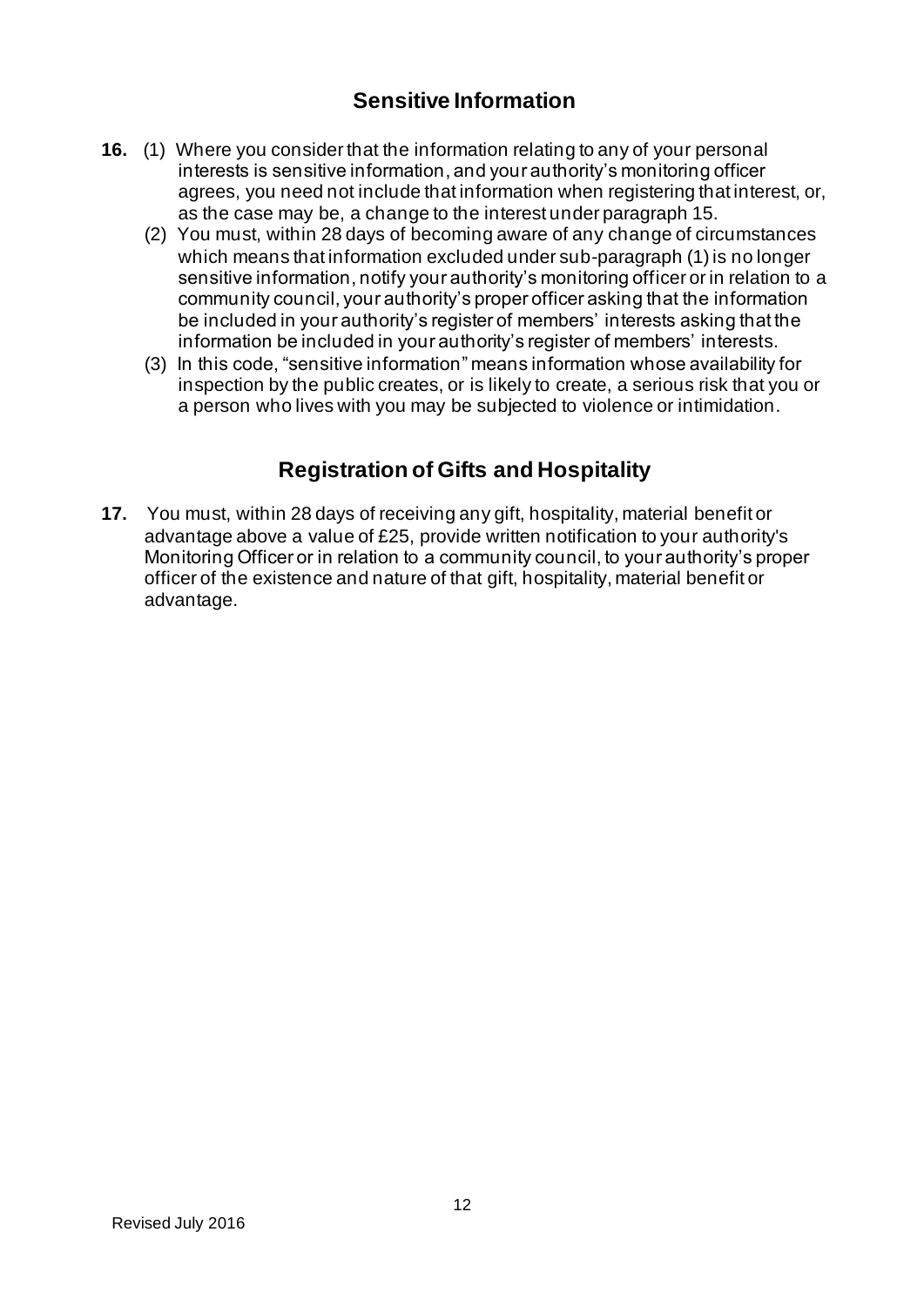## Sensitive Information

**16.** (1) Where you consider that the information relating to any of your personal interests is sensitive information, and your authority's monitoring officer agrees, you need not include that information when registering that interest, or, as the case may be, a change to the interest under paragraph 15.

(2) You must, within 28 days of becoming aware of any change of circumstances which means that information excluded under sub-paragraph (1) is no longer sensitive information, notify your authority's monitoring officer or in relation to a community council, your authority's proper officer asking that the information be included in your authority's register of members' interests asking that the information be included in your authority's register of members' interests.

(3) In this code, "sensitive information" means information whose availability for inspection by the public creates, or is likely to create, a serious risk that you or a person who lives with you may be subjected to violence or intimidation.

## Registration of Gifts and Hospitality

**17.** You must, within 28 days of receiving any gift, hospitality, material benefit or advantage above a value of £25, provide written notification to your authority's Monitoring Officer or in relation to a community council, to your authority's proper officer of the existence and nature of that gift, hospitality, material benefit or advantage.

Revised July 2016